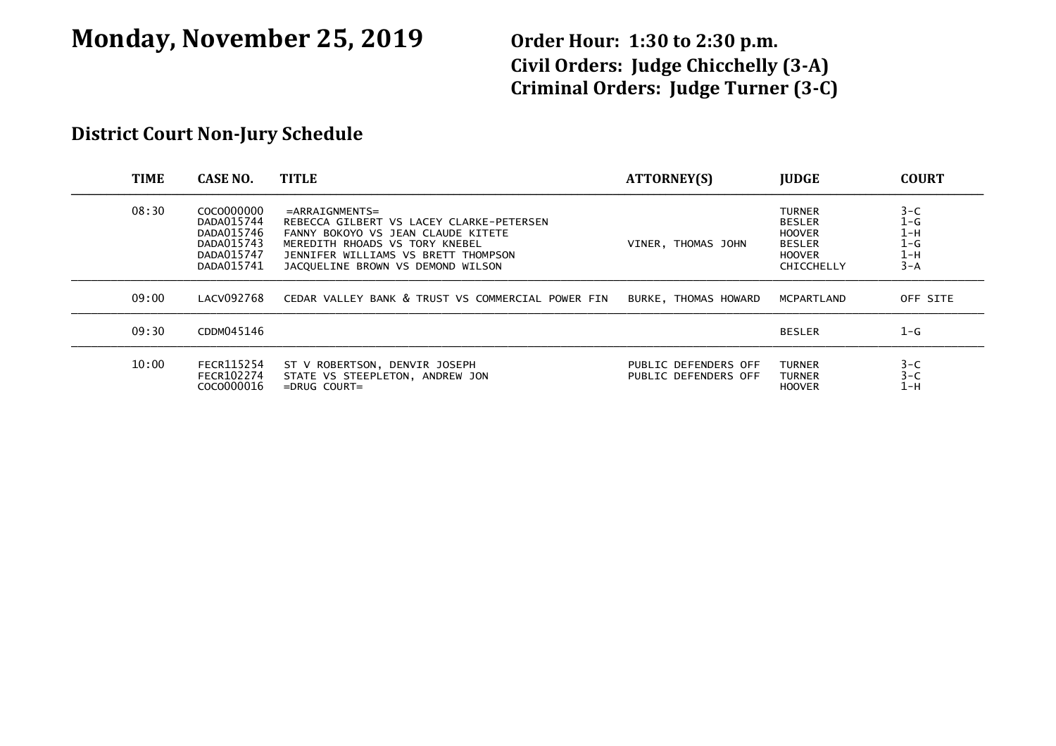# Monday, November 25, 2019

**Order Hour: 1:30 to 2:30 p.m.**
**Civil Orders: Judge Chicchelly (3-A)**
**Criminal Orders: Judge Turner (3-C)**

## District Court Non-Jury Schedule

| TIME | CASE NO. | TITLE | ATTORNEY(S) | JUDGE | COURT |
|---|---|---|---|---|---|
| 08:30 | COCO000000 | =ARRAIGNMENTS= | | TURNER | 3-C |
| | DADA015744 | REBECCA GILBERT VS LACEY CLARKE-PETERSEN | | BESLER | 1-G |
| | DADA015746 | FANNY BOKOYO VS JEAN CLAUDE KITETE | | HOOVER | 1-H |
| | DADA015743 | MEREDITH RHOADS VS TORY KNEBEL | VINER, THOMAS JOHN | BESLER | 1-G |
| | DADA015747 | JENNIFER WILLIAMS VS BRETT THOMPSON | | HOOVER | 1-H |
| | DADA015741 | JACQUELINE BROWN VS DEMOND WILSON | | CHICCHELLY | 3-A |
| 09:00 | LACV092768 | CEDAR VALLEY BANK & TRUST VS COMMERCIAL POWER FIN | BURKE, THOMAS HOWARD | MCPARTLAND | OFF SITE |
| 09:30 | CDDM045146 | | | BESLER | 1-G |
| 10:00 | FECR115254 | ST V ROBERTSON, DENVIR JOSEPH | PUBLIC DEFENDERS OFF | TURNER | 3-C |
| | FECR102274 | STATE VS STEEPLETON, ANDREW JON | PUBLIC DEFENDERS OFF | TURNER | 3-C |
| | COCO000016 | =DRUG COURT= | | HOOVER | 1-H |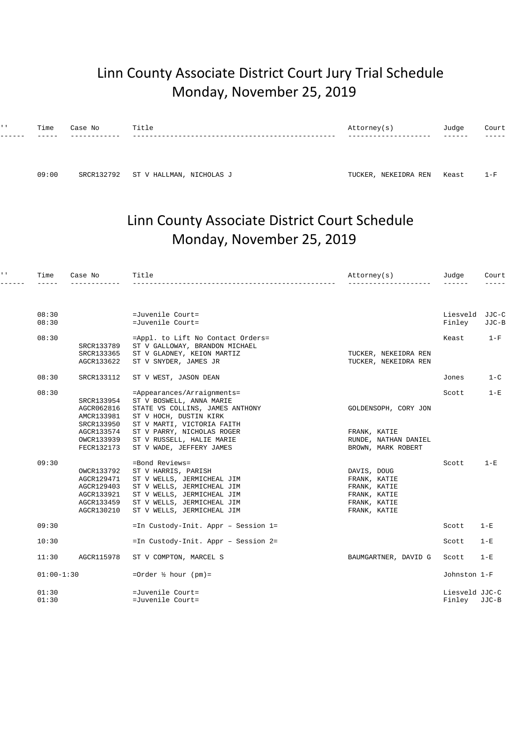# Linn County Associate District Court Jury Trial Schedule
# Monday, November 25, 2019

| '' | Time | Case No | Title | Attorney(s) | Judge | Court |
|---|---|---|---|---|---|---|
| | 09:00 | SRCR132792 | ST V HALLMAN, NICHOLAS J | TUCKER, NEKEIDRA REN | Keast | 1-F |

# Linn County Associate District Court Schedule
# Monday, November 25, 2019

| '' | Time | Case No | Title | Attorney(s) | Judge | Court |
|---|---|---|---|---|---|---|
| | 08:30 | | =Juvenile Court= | | Liesveld | JJC-C |
| | 08:30 | | =Juvenile Court= | | Finley | JJC-B |
| | 08:30 | | =Appl. to Lift No Contact Orders= | | Keast | 1-F |
| | | SRCR133789 | ST V GALLOWAY, BRANDON MICHAEL | | | |
| | | SRCR133365 | ST V GLADNEY, KEION MARTIZ | TUCKER, NEKEIDRA REN | | |
| | | AGCR133622 | ST V SNYDER, JAMES JR | TUCKER, NEKEIDRA REN | | |
| | 08:30 | SRCR133112 | ST V WEST, JASON DEAN | | Jones | 1-C |
| | 08:30 | | =Appearances/Arraignments= | | Scott | 1-E |
| | | SRCR133954 | ST V BOSWELL, ANNA MARIE | | | |
| | | AGCR062816 | STATE VS COLLINS, JAMES ANTHONY | GOLDENSOPH, CORY JON | | |
| | | AMCR133981 | ST V HOCH, DUSTIN KIRK | | | |
| | | SRCR133950 | ST V MARTI, VICTORIA FAITH | | | |
| | | AGCR133574 | ST V PARRY, NICHOLAS ROGER | FRANK, KATIE | | |
| | | OWCR133939 | ST V RUSSELL, HALIE MARIE | RUNDE, NATHAN DANIEL | | |
| | | FECR132173 | ST V WADE, JEFFERY JAMES | BROWN, MARK ROBERT | | |
| | 09:30 | | =Bond Reviews= | | Scott | 1-E |
| | | OWCR133792 | ST V HARRIS, PARISH | DAVIS, DOUG | | |
| | | AGCR129471 | ST V WELLS, JERMICHEAL JIM | FRANK, KATIE | | |
| | | AGCR129403 | ST V WELLS, JERMICHEAL JIM | FRANK, KATIE | | |
| | | AGCR133921 | ST V WELLS, JERMICHEAL JIM | FRANK, KATIE | | |
| | | AGCR133459 | ST V WELLS, JERMICHEAL JIM | FRANK, KATIE | | |
| | | AGCR130210 | ST V WELLS, JERMICHEAL JIM | FRANK, KATIE | | |
| | 09:30 | | =In Custody-Init. Appr – Session 1= | | Scott | 1-E |
| | 10:30 | | =In Custody-Init. Appr – Session 2= | | Scott | 1-E |
| | 11:30 | AGCR115978 | ST V COMPTON, MARCEL S | BAUMGARTNER, DAVID G | Scott | 1-E |
| | 01:00-1:30 | | =Order ½ hour (pm)= | | Johnston | 1-F |
| | 01:30 | | =Juvenile Court= | | Liesveld | JJC-C |
| | 01:30 | | =Juvenile Court= | | Finley | JJC-B |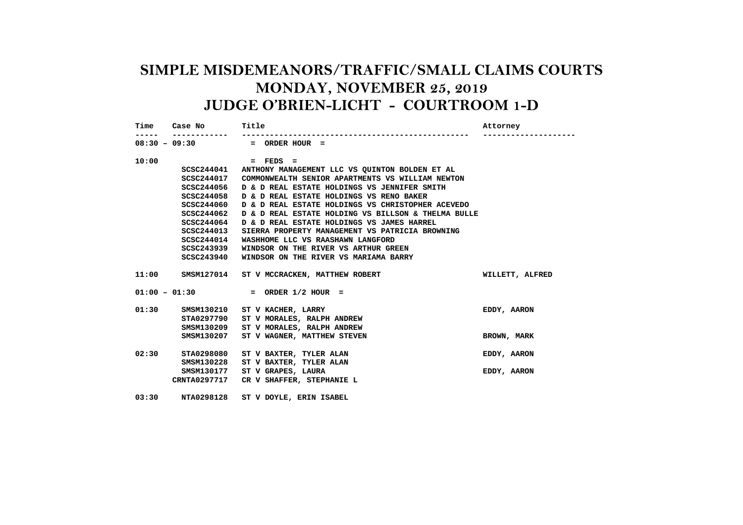# SIMPLE MISDEMEANORS/TRAFFIC/SMALL CLAIMS COURTS
# MONDAY, NOVEMBER 25, 2019
# JUDGE O'BRIEN-LICHT - COURTROOM 1-D

| Time | Case No | Title | Attorney |
|---|---|---|---|
| 08:30 – 09:30 | | = ORDER HOUR = | |
| 10:00 | | = FEDS = | |
| | SCSC244041 | ANTHONY MANAGEMENT LLC VS QUINTON BOLDEN ET AL | |
| | SCSC244017 | COMMONWEALTH SENIOR APARTMENTS VS WILLIAM NEWTON | |
| | SCSC244056 | D & D REAL ESTATE HOLDINGS VS JENNIFER SMITH | |
| | SCSC244058 | D & D REAL ESTATE HOLDINGS VS RENO BAKER | |
| | SCSC244060 | D & D REAL ESTATE HOLDINGS VS CHRISTOPHER ACEVEDO | |
| | SCSC244062 | D & D REAL ESTATE HOLDING VS BILLSON & THELMA BULLE | |
| | SCSC244064 | D & D REAL ESTATE HOLDINGS VS JAMES HARREL | |
| | SCSC244013 | SIERRA PROPERTY MANAGEMENT VS PATRICIA BROWNING | |
| | SCSC244014 | WASHHOME LLC VS RAASHAWN LANGFORD | |
| | SCSC243939 | WINDSOR ON THE RIVER VS ARTHUR GREEN | |
| | SCSC243940 | WINDSOR ON THE RIVER VS MARIAMA BARRY | |
| 11:00 | SMSM127014 | ST V MCCRACKEN, MATTHEW ROBERT | WILLETT, ALFRED |
| 01:00 – 01:30 | | = ORDER 1/2 HOUR = | |
| 01:30 | SMSM130210 | ST V KACHER, LARRY | EDDY, AARON |
| | STA0297790 | ST V MORALES, RALPH ANDREW | |
| | SMSM130209 | ST V MORALES, RALPH ANDREW | |
| | SMSM130207 | ST V WAGNER, MATTHEW STEVEN | BROWN, MARK |
| 02:30 | STA0298080 | ST V BAXTER, TYLER ALAN | EDDY, AARON |
| | SMSM130228 | ST V BAXTER, TYLER ALAN | |
| | SMSM130177 | ST V GRAPES, LAURA | EDDY, AARON |
| | CRNTA0297717 | CR V SHAFFER, STEPHANIE L | |
| 03:30 | NTA0298128 | ST V DOYLE, ERIN ISABEL | |